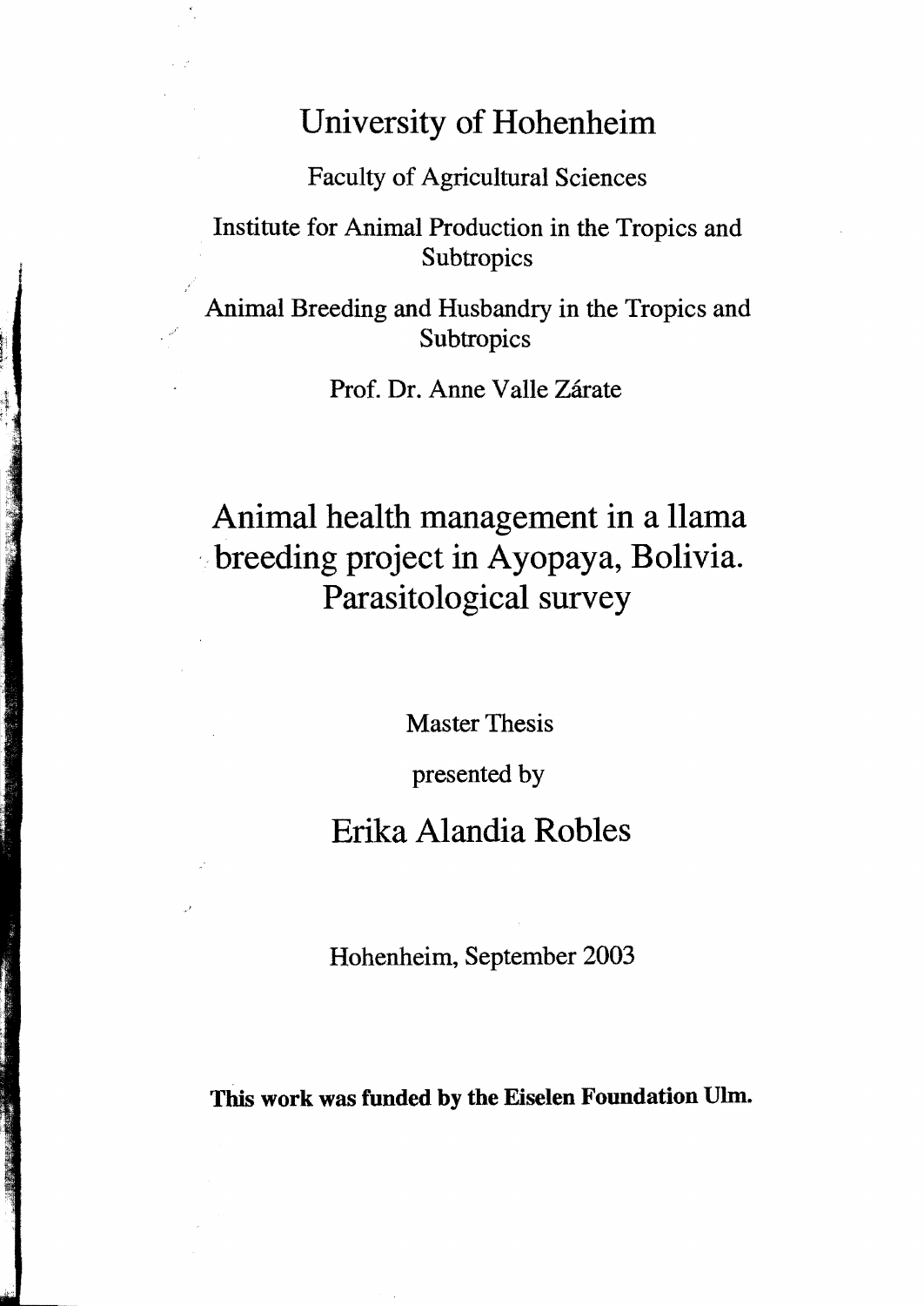University of Hohenheim

Faculty of Agricultural Sciences

Institute for Animal Production in the Tropics and Subtropics

Animal Breeding and Husbandry in the Tropics and Subtropics

Prof. Dr. Anne Valle Zárate

# Animal health management in a llama breeding project in Ayopaya, Bolivia. Parasitological survey

Master Thesis

presented by

## Erika Alandia Robles

Hohenheim, September 2003

**This work was funded by the Eiselen Foundation Ulm.**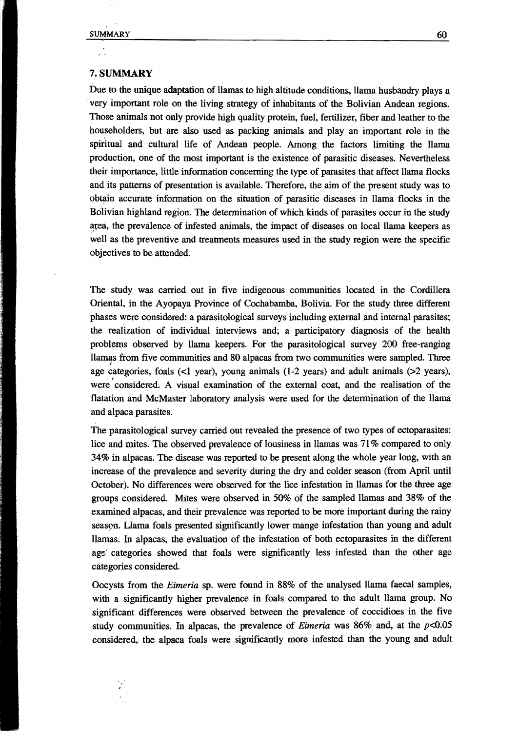## 7. SUMMARY

Due to the unique adaptation of llamas to high altitude conditions, llama husbandry plays a very important role on the living strategy of inhabitants of the Bolivian Andean regions. Those animals not only provide high quality protein, fuel, fertilizer, fiber and leather to the householders, but are also used as packing animals and play an important role in the spiritual and cultural life of Andean people. Among the factors limiting the llama production, one of the most important is the existence of parasitic diseases. Nevertheless their importance, little information concerning the type of parasites that affect llama flocks and its patterns of presentation is available. Therefore, the aim of the present study was to obtain accurate information on the situation of parasitic diseases in llama flocks in the Bolivian highland region. The determination of which kinds of parasites occur in the study area, the prevalence of infested animals, the impact of diseases on local llama keepers as well as the preventive and treatments measures used in the study region were the specific objectives to be attended.

The study was carried out in five indigenous communities located in the Cordillera Oriental, in the Ayopaya Province of Cochabamba, Bolivia. For the study three different phases were considered: a parasitological surveys including external and internal parasites; the realization of individual interviews and; a participatory diagnosis of the health problems observed by llama keepers. For the parasitological survey 200 free-ranging llamas from five communities and 80 alpacas from two communities were sampled. Three age categories, foals (<1 year), young animals (1-2 years) and adult animals (>2 years), were considered. A visual examination of the external coat, and the realisation of the flatation and McMaster laboratory analysis were used for the determination of the llama and alpaca parasites.

The parasitological survey carried out revealed the presence of two types of ectoparasites: lice and mites. The observed prevalence of lousiness in llamas was 71% compared to only 34% in alpacas. The disease was reported to be present along the whole year long, with an increase of the prevalence and severity during the dry and colder season (from April until October). No differences were observed for the lice infestation in llamas for the three age groups considered. Mites were observed in 50% of the sampled llamas and 38% of the examined alpacas, and their prevalence was reported to be more important during the rainy season. Llama foals presented significantly lower mange infestation than young and adult llamas. In alpacas, the evaluation of the infestation of both ectoparasites in the different age categories showed that foals were significantly less infested than the other age categories considered.

Oocysts from the *Eimeria* sp. were found in 88% of the analysed llama faecal samples, with a significantly higher prevalence in foals compared to the adult llama group. No significant differences were observed between the prevalence of coccidioes in the five study communities. In alpacas, the prevalence of *Eimeria* was 86% and, at the $p<0.05$ considered, the alpaca foals were significantly more infested than the young and adult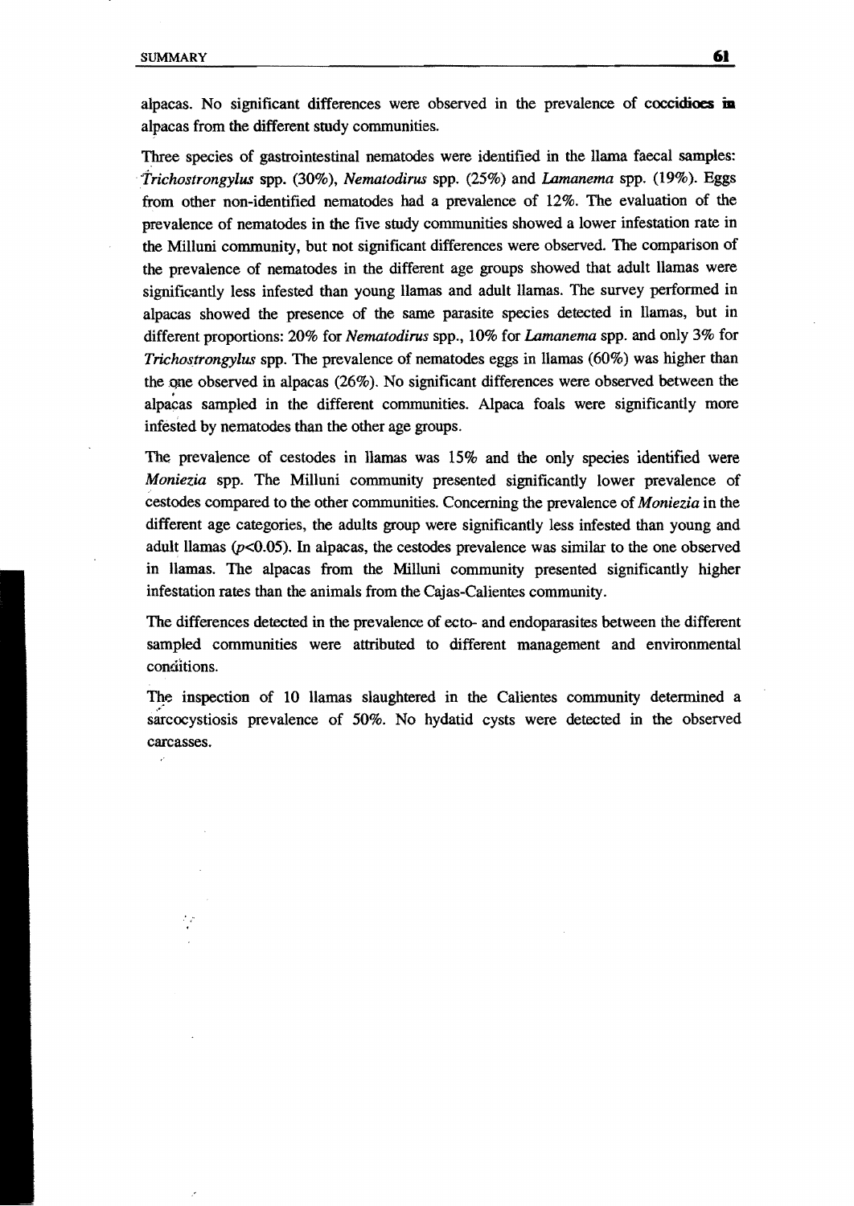alpacas. No significant differences were observed in the prevalence of **coccidioes in** alpacas from the different study communities.

Three species of gastrointestinal nematodes were identified in the llama faecal samples: *Trichostrongylus* spp. (30%), *Nematodirus* spp. (25%) and *Lamanema* spp. (19%). Eggs from other non-identified nematodes had a prevalence of 12%. The evaluation of the prevalence of nematodes in the five study communities showed a lower infestation rate in the Milluni community, but not significant differences were observed. The comparison of the prevalence of nematodes in the different age groups showed that adult llamas were significantly less infested than young llamas and adult llamas. The survey performed in alpacas showed the presence of the same parasite species detected in llamas, but in different proportions: 20% for *Nematodirus* spp., 10% for *Lamanema* spp. and only 3% for *Trichostrongylus* spp. The prevalence of nematodes eggs in llamas (60%) was higher than the one observed in alpacas (26%). No significant differences were observed between the alpacas sampled in the different communities. Alpaca foals were significantly more infested by nematodes than the other age groups.

The prevalence of cestodes in llamas was 15% and the only species identified were *Moniezia* spp. The Milluni community presented significantly lower prevalence of cestodes compared to the other communities. Concerning the prevalence of *Moniezia* in the different age categories, the adults group were significantly less infested than young and adult llamas ($p<0.05$). In alpacas, the cestodes prevalence was similar to the one observed in llamas. The alpacas from the Milluni community presented significantly higher infestation rates than the animals from the Cajas-Calientes community.

The differences detected in the prevalence of ecto- and endoparasites between the different sampled communities were attributed to different management and environmental conditions.

The inspection of 10 llamas slaughtered in the Calientes community determined a sarcocystiosis prevalence of 50%. No hydatid cysts were detected in the observed carcasses.